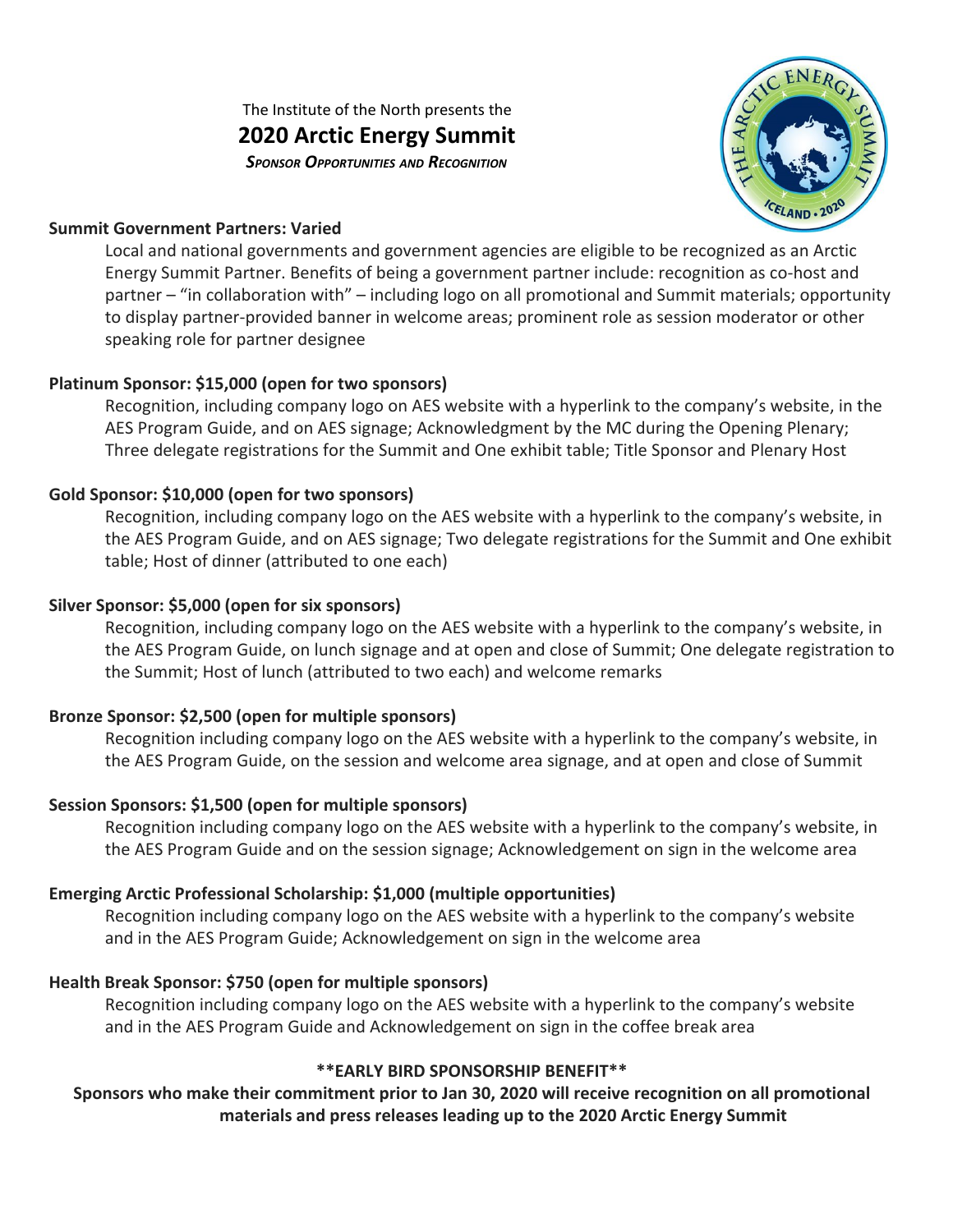The Institute of the North presents the

# 2020 Arctic Energy Summit

***Sponsor Opportunities and Recognition***

**Summit Government Partners: Varied**

Local and national governments and government agencies are eligible to be recognized as an Arctic Energy Summit Partner. Benefits of being a government partner include: recognition as co-host and partner – "in collaboration with" – including logo on all promotional and Summit materials; opportunity to display partner-provided banner in welcome areas; prominent role as session moderator or other speaking role for partner designee

**Platinum Sponsor: $15,000 (open for two sponsors)**

Recognition, including company logo on AES website with a hyperlink to the company's website, in the AES Program Guide, and on AES signage; Acknowledgment by the MC during the Opening Plenary; Three delegate registrations for the Summit and One exhibit table; Title Sponsor and Plenary Host

**Gold Sponsor: $10,000 (open for two sponsors)**

Recognition, including company logo on the AES website with a hyperlink to the company's website, in the AES Program Guide, and on AES signage; Two delegate registrations for the Summit and One exhibit table; Host of dinner (attributed to one each)

**Silver Sponsor: $5,000 (open for six sponsors)**

Recognition, including company logo on the AES website with a hyperlink to the company's website, in the AES Program Guide, on lunch signage and at open and close of Summit; One delegate registration to the Summit; Host of lunch (attributed to two each) and welcome remarks

**Bronze Sponsor: $2,500 (open for multiple sponsors)**

Recognition including company logo on the AES website with a hyperlink to the company's website, in the AES Program Guide, on the session and welcome area signage, and at open and close of Summit

**Session Sponsors: $1,500 (open for multiple sponsors)**

Recognition including company logo on the AES website with a hyperlink to the company's website, in the AES Program Guide and on the session signage; Acknowledgement on sign in the welcome area

**Emerging Arctic Professional Scholarship: $1,000 (multiple opportunities)**

Recognition including company logo on the AES website with a hyperlink to the company's website and in the AES Program Guide; Acknowledgement on sign in the welcome area

**Health Break Sponsor: $750 (open for multiple sponsors)**

Recognition including company logo on the AES website with a hyperlink to the company's website and in the AES Program Guide and Acknowledgement on sign in the coffee break area

**\*\*EARLY BIRD SPONSORSHIP BENEFIT\*\***

**Sponsors who make their commitment prior to Jan 30, 2020 will receive recognition on all promotional materials and press releases leading up to the 2020 Arctic Energy Summit**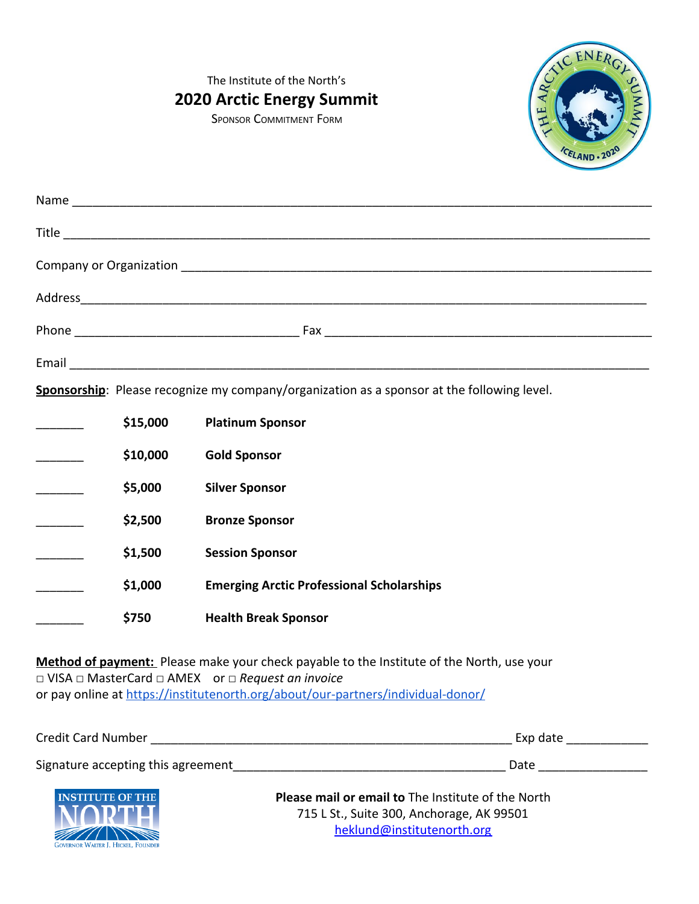The Institute of the North's

# 2020 Arctic Energy Summit

SPONSOR COMMITMENT FORM

Name ______________________________________________________________________________

Title ______________________________________________________________________________

Company or Organization _____________________________________________________________

Address_____________________________________________________________________________

Phone _________________________________ Fax _________________________________________

Email ______________________________________________________________________________

**Sponsorship**: Please recognize my company/organization as a sponsor at the following level.

| | | |
|---|---|---|
| _______ | **$15,000** | **Platinum Sponsor** |
| _______ | **$10,000** | **Gold Sponsor** |
| _______ | **$5,000** | **Silver Sponsor** |
| _______ | **$2,500** | **Bronze Sponsor** |
| _______ | **$1,500** | **Session Sponsor** |
| _______ | **$1,000** | **Emerging Arctic Professional Scholarships** |
| _______ | **$750** | **Health Break Sponsor** |

**Method of payment:** Please make your check payable to the Institute of the North, use your
□ VISA □ MasterCard □ AMEX or □ *Request an invoice*
or pay online at https://institutenorth.org/about/our-partners/individual-donor/

Credit Card Number ______________________________________________ Exp date ____________

Signature accepting this agreement________________________________________ Date ________________

**Please mail or email to** The Institute of the North
715 L St., Suite 300, Anchorage, AK 99501
heklund@institutenorth.org